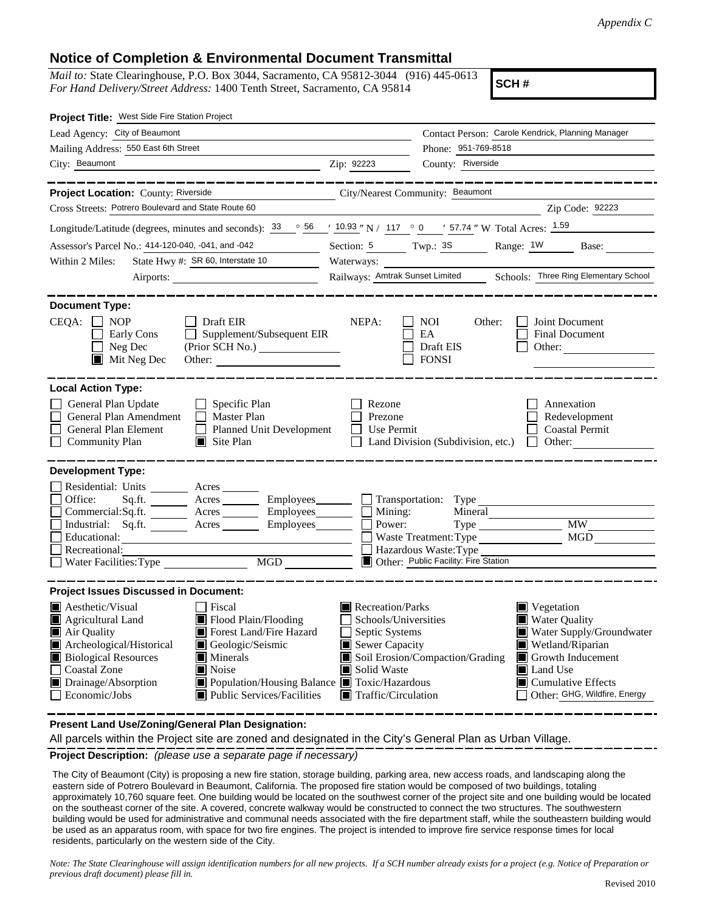*Appendix C*

# Notice of Completion & Environmental Document Transmittal

*Mail to:* State Clearinghouse, P.O. Box 3044, Sacramento, CA 95812-3044 (916) 445-0613
*For Hand Delivery/Street Address:* 1400 Tenth Street, Sacramento, CA 95814

**SCH #**

**Project Title:** West Side Fire Station Project

Lead Agency: City of Beaumont
Contact Person: Carole Kendrick, Planning Manager
Mailing Address: 550 East 6th Street
Phone: 951-769-8518
City: Beaumont
Zip: 92223
County: Riverside

**Project Location:** County: Riverside
City/Nearest Community: Beaumont
Cross Streets: Potrero Boulevard and State Route 60
Zip Code: 92223

Longitude/Latitude (degrees, minutes and seconds): 33 ° 56 ′ 10.93 ″ N / 117 ° 0 ′ 57.74 ″ W Total Acres: 1.59

Assessor's Parcel No.: 414-120-040, -041, and -042
Section: 5 Twp.: 3S Range: 1W Base:

Within 2 Miles: State Hwy #: SR 60, Interstate 10
Waterways:
Airports:
Railways: Amtrak Sunset Limited
Schools: Three Ring Elementary School

**Document Type:**

CEQA:
- ☐ NOP
- ☐ Early Cons
- ☐ Neg Dec
- ☒ Mit Neg Dec
- ☐ Draft EIR
- ☐ Supplement/Subsequent EIR (Prior SCH No.)
- Other:

NEPA:
- ☐ NOI
- ☐ EA
- ☐ Draft EIS
- ☐ FONSI

Other:
- ☐ Joint Document
- ☐ Final Document
- ☐ Other:

**Local Action Type:**

- ☐ General Plan Update
- ☐ General Plan Amendment
- ☐ General Plan Element
- ☐ Community Plan
- ☐ Specific Plan
- ☐ Master Plan
- ☐ Planned Unit Development
- ☒ Site Plan
- ☐ Rezone
- ☐ Prezone
- ☐ Use Permit
- ☐ Land Division (Subdivision, etc.)
- ☐ Annexation
- ☐ Redevelopment
- ☐ Coastal Permit
- ☐ Other:

**Development Type:**

- ☐ Residential: Units Acres
- ☐ Office: Sq.ft. Acres Employees
- ☐ Commercial: Sq.ft. Acres Employees
- ☐ Industrial: Sq.ft. Acres Employees
- ☐ Educational:
- ☐ Recreational:
- ☐ Water Facilities: Type MGD
- ☐ Transportation: Type
- ☐ Mining: Mineral
- ☐ Power: Type MW
- ☐ Waste Treatment: Type MGD
- ☐ Hazardous Waste: Type
- ☒ Other: Public Facility: Fire Station

**Project Issues Discussed in Document:**

- ☒ Aesthetic/Visual
- ☒ Agricultural Land
- ☒ Air Quality
- ☒ Archeological/Historical
- ☒ Biological Resources
- ☐ Coastal Zone
- ☒ Drainage/Absorption
- ☐ Economic/Jobs
- ☐ Fiscal
- ☒ Flood Plain/Flooding
- ☒ Forest Land/Fire Hazard
- ☒ Geologic/Seismic
- ☒ Minerals
- ☒ Noise
- ☒ Population/Housing Balance
- ☒ Public Services/Facilities
- ☒ Recreation/Parks
- ☐ Schools/Universities
- ☐ Septic Systems
- ☒ Sewer Capacity
- ☒ Soil Erosion/Compaction/Grading
- ☒ Solid Waste
- ☒ Toxic/Hazardous
- ☒ Traffic/Circulation
- ☒ Vegetation
- ☒ Water Quality
- ☒ Water Supply/Groundwater
- ☒ Wetland/Riparian
- ☒ Growth Inducement
- ☒ Land Use
- ☒ Cumulative Effects
- ☐ Other: GHG, Wildfire, Energy

**Present Land Use/Zoning/General Plan Designation:**

All parcels within the Project site are zoned and designated in the City's General Plan as Urban Village.

**Project Description:** *(please use a separate page if necessary)*

The City of Beaumont (City) is proposing a new fire station, storage building, parking area, new access roads, and landscaping along the eastern side of Potrero Boulevard in Beaumont, California. The proposed fire station would be composed of two buildings, totaling approximately 10,760 square feet. One building would be located on the southwest corner of the project site and one building would be located on the southeast corner of the site. A covered, concrete walkway would be constructed to connect the two structures. The southwestern building would be used for administrative and communal needs associated with the fire department staff, while the southeastern building would be used as an apparatus room, with space for two fire engines. The project is intended to improve fire service response times for local residents, particularly on the western side of the City.

*Note: The State Clearinghouse will assign identification numbers for all new projects. If a SCH number already exists for a project (e.g. Notice of Preparation or previous draft document) please fill in.*

Revised 2010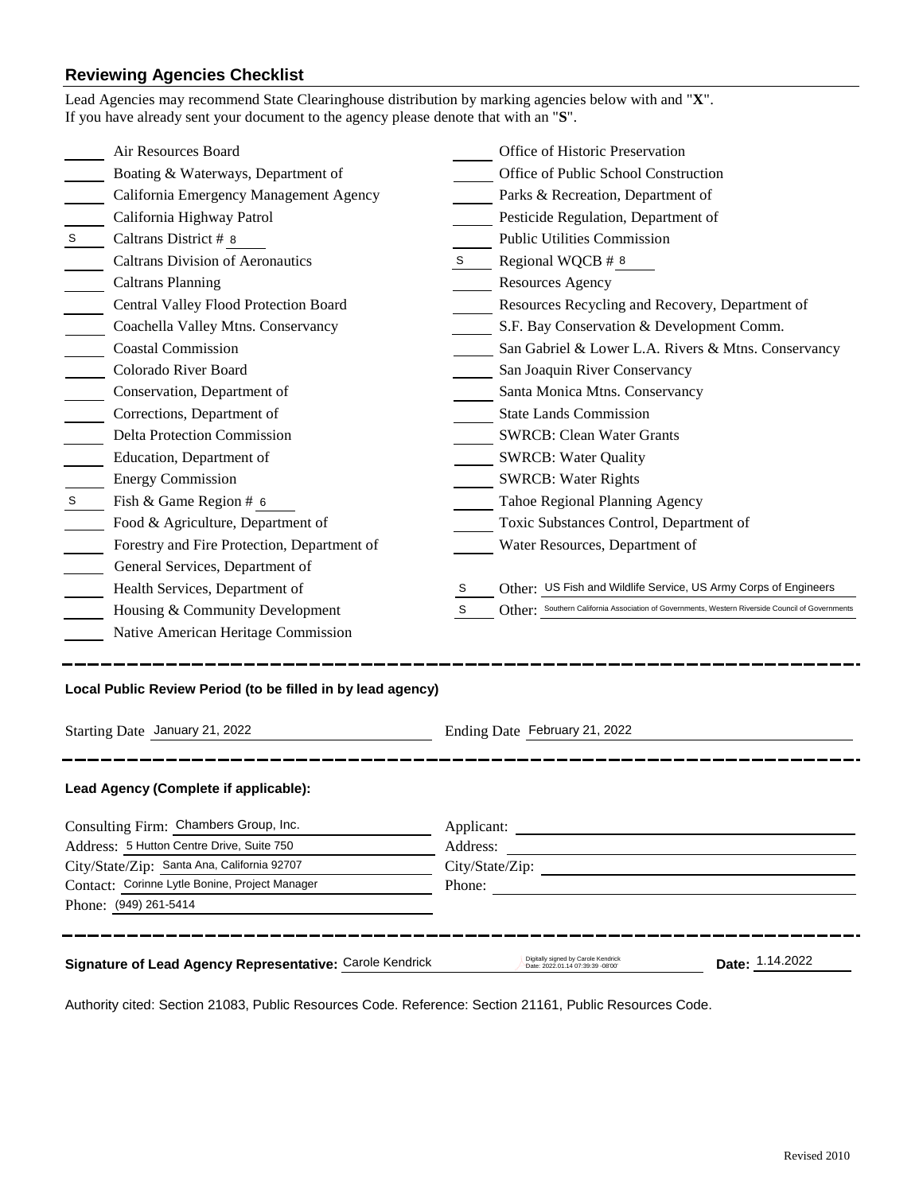## Reviewing Agencies Checklist

Lead Agencies may recommend State Clearinghouse distribution by marking agencies below with and "**X**". If you have already sent your document to the agency please denote that with an "**S**".

| | | | |
|---|---|---|---|
| | Air Resources Board | | Office of Historic Preservation |
| | Boating & Waterways, Department of | | Office of Public School Construction |
| | California Emergency Management Agency | | Parks & Recreation, Department of |
| | California Highway Patrol | | Pesticide Regulation, Department of |
| S | Caltrans District # 8 | | Public Utilities Commission |
| | Caltrans Division of Aeronautics | S | Regional WQCB # 8 |
| | Caltrans Planning | | Resources Agency |
| | Central Valley Flood Protection Board | | Resources Recycling and Recovery, Department of |
| | Coachella Valley Mtns. Conservancy | | S.F. Bay Conservation & Development Comm. |
| | Coastal Commission | | San Gabriel & Lower L.A. Rivers & Mtns. Conservancy |
| | Colorado River Board | | San Joaquin River Conservancy |
| | Conservation, Department of | | Santa Monica Mtns. Conservancy |
| | Corrections, Department of | | State Lands Commission |
| | Delta Protection Commission | | SWRCB: Clean Water Grants |
| | Education, Department of | | SWRCB: Water Quality |
| | Energy Commission | | SWRCB: Water Rights |
| S | Fish & Game Region # 6 | | Tahoe Regional Planning Agency |
| | Food & Agriculture, Department of | | Toxic Substances Control, Department of |
| | Forestry and Fire Protection, Department of | | Water Resources, Department of |
| | General Services, Department of | | |
| | Health Services, Department of | S | Other: US Fish and Wildlife Service, US Army Corps of Engineers |
| | Housing & Community Development | S | Other: Southern California Association of Governments, Western Riverside Council of Governments |
| | Native American Heritage Commission | | |

**Local Public Review Period (to be filled in by lead agency)**

Starting Date January 21, 2022 Ending Date February 21, 2022

**Lead Agency (Complete if applicable):**

Consulting Firm: Chambers Group, Inc.
Address: 5 Hutton Centre Drive, Suite 750
City/State/Zip: Santa Ana, California 92707
Contact: Corinne Lytle Bonine, Project Manager
Phone: (949) 261-5414

Applicant:
Address:
City/State/Zip:
Phone:

**Signature of Lead Agency Representative:** Carole Kendrick Digitally signed by Carole Kendrick Date: 2022.01.14 07:39:39 -08'00' **Date:** 1.14.2022

Authority cited: Section 21083, Public Resources Code. Reference: Section 21161, Public Resources Code.

Revised 2010